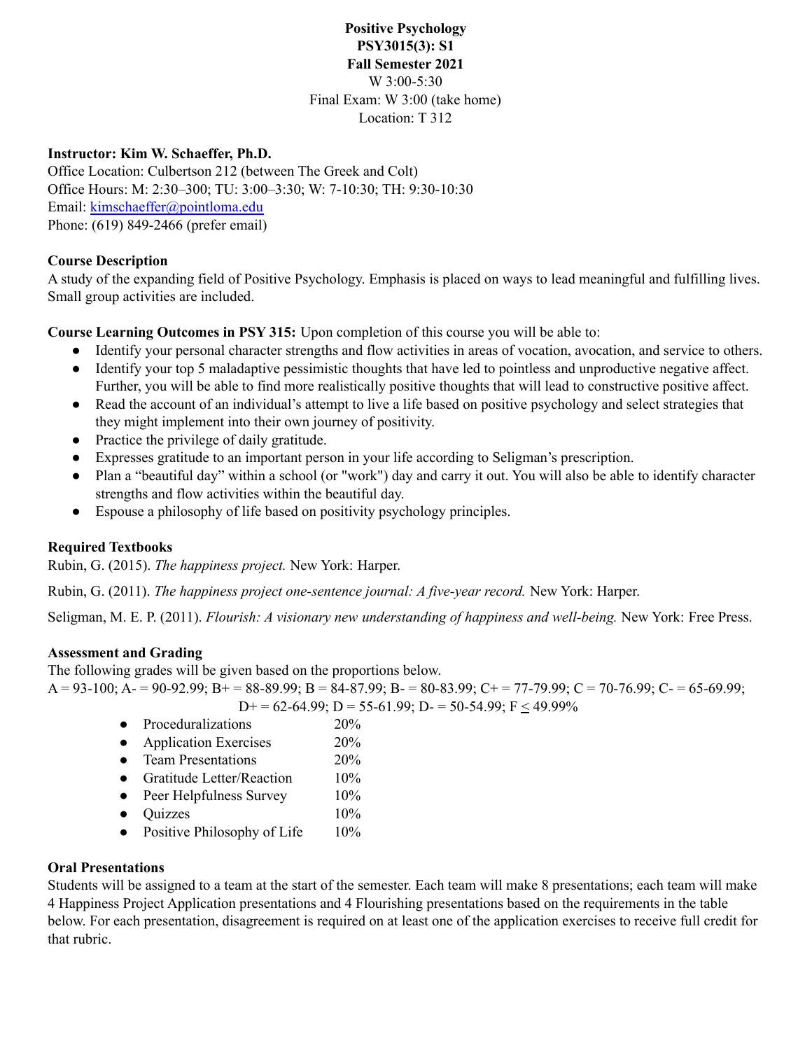**Positive Psychology**
**PSY3015(3): S1**
**Fall Semester 2021**
W 3:00-5:30
Final Exam: W 3:00 (take home)
Location: T 312

**Instructor: Kim W. Schaeffer, Ph.D.**
Office Location: Culbertson 212 (between The Greek and Colt)
Office Hours: M: 2:30–300; TU: 3:00–3:30; W: 7-10:30; TH: 9:30-10:30
Email: kimschaeffer@pointloma.edu
Phone: (619) 849-2466 (prefer email)

**Course Description**
A study of the expanding field of Positive Psychology. Emphasis is placed on ways to lead meaningful and fulfilling lives. Small group activities are included.

**Course Learning Outcomes in PSY 315:** Upon completion of this course you will be able to:

- Identify your personal character strengths and flow activities in areas of vocation, avocation, and service to others.
- Identify your top 5 maladaptive pessimistic thoughts that have led to pointless and unproductive negative affect. Further, you will be able to find more realistically positive thoughts that will lead to constructive positive affect.
- Read the account of an individual's attempt to live a life based on positive psychology and select strategies that they might implement into their own journey of positivity.
- Practice the privilege of daily gratitude.
- Expresses gratitude to an important person in your life according to Seligman's prescription.
- Plan a "beautiful day" within a school (or "work") day and carry it out. You will also be able to identify character strengths and flow activities within the beautiful day.
- Espouse a philosophy of life based on positivity psychology principles.

**Required Textbooks**
Rubin, G. (2015). *The happiness project.* New York: Harper.

Rubin, G. (2011). *The happiness project one-sentence journal: A five-year record.* New York: Harper.

Seligman, M. E. P. (2011). *Flourish: A visionary new understanding of happiness and well-being.* New York: Free Press.

**Assessment and Grading**
The following grades will be given based on the proportions below.
A = 93-100; A- = 90-92.99; B+ = 88-89.99; B = 84-87.99; B- = 80-83.99; C+ = 77-79.99; C = 70-76.99; C- = 65-69.99; D+ = 62-64.99; D = 55-61.99; D- = 50-54.99; F ≤ 49.99%

- Proceduralizations 20%
- Application Exercises 20%
- Team Presentations 20%
- Gratitude Letter/Reaction 10%
- Peer Helpfulness Survey 10%
- Quizzes 10%
- Positive Philosophy of Life 10%

**Oral Presentations**
Students will be assigned to a team at the start of the semester. Each team will make 8 presentations; each team will make 4 Happiness Project Application presentations and 4 Flourishing presentations based on the requirements in the table below. For each presentation, disagreement is required on at least one of the application exercises to receive full credit for that rubric.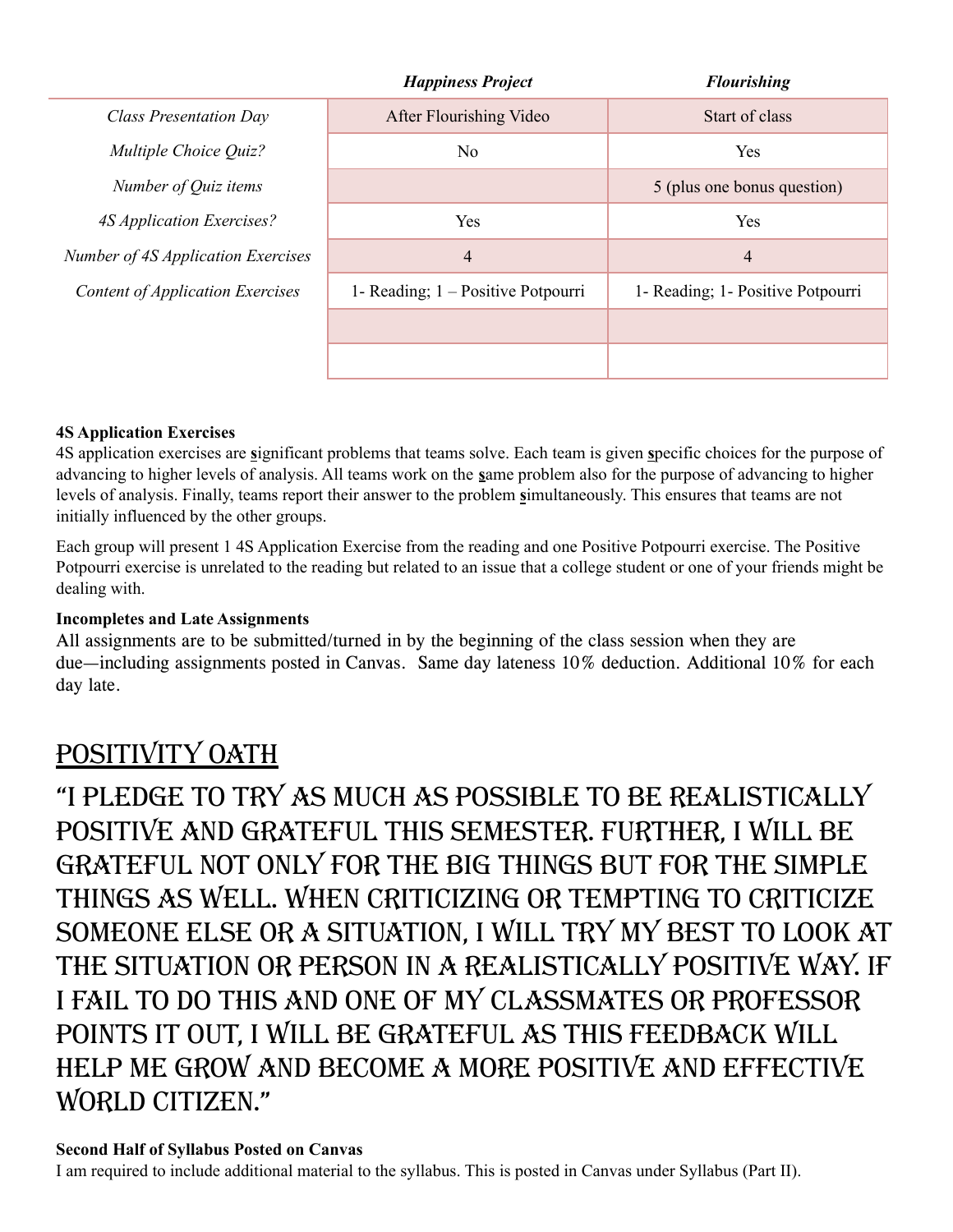| | *Happiness Project* | *Flourishing* |
|---|---|---|
| *Class Presentation Day* | After Flourishing Video | Start of class |
| *Multiple Choice Quiz?* | No | Yes |
| *Number of Quiz items* | | 5 (plus one bonus question) |
| *4S Application Exercises?* | Yes | Yes |
| *Number of 4S Application Exercises* | 4 | 4 |
| *Content of Application Exercises* | 1- Reading; 1 – Positive Potpourri | 1- Reading; 1- Positive Potpourri |
| | | |
| | | |

**4S Application Exercises**

4S application exercises are **s**ignificant problems that teams solve. Each team is given **s**pecific choices for the purpose of advancing to higher levels of analysis. All teams work on the **s**ame problem also for the purpose of advancing to higher levels of analysis. Finally, teams report their answer to the problem **s**imultaneously. This ensures that teams are not initially influenced by the other groups.

Each group will present 1 4S Application Exercise from the reading and one Positive Potpourri exercise. The Positive Potpourri exercise is unrelated to the reading but related to an issue that a college student or one of your friends might be dealing with.

**Incompletes and Late Assignments**

All assignments are to be submitted/turned in by the beginning of the class session when they are due—including assignments posted in Canvas. Same day lateness 10% deduction. Additional 10% for each day late.

# Positivity Oath

"I pledge to try as much as possible to be realistically positive and grateful this semester. Further, I will be grateful not only for the big things but for the simple things as well. When criticizing or tempting to criticize someone else or a situation, I will try my best to look at the situation or person in a realistically positive way. If I fail to do this and one of my classmates or professor points it out, I will be grateful as this feedback will help me grow and become a more positive and effective world citizen."

**Second Half of Syllabus Posted on Canvas**

I am required to include additional material to the syllabus. This is posted in Canvas under Syllabus (Part II).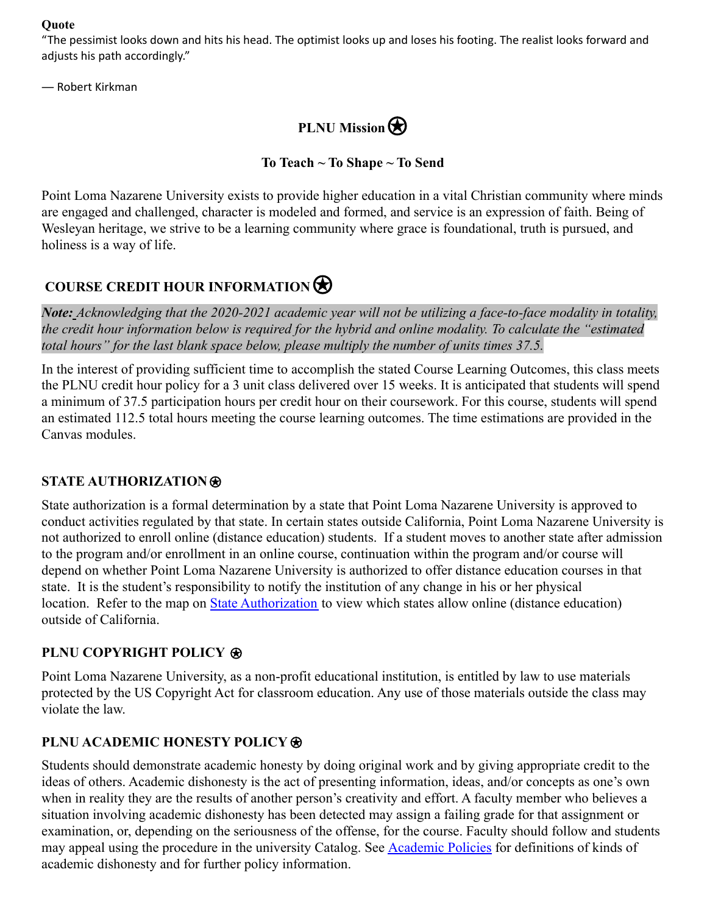**Quote**

"The pessimist looks down and hits his head. The optimist looks up and loses his footing. The realist looks forward and adjusts his path accordingly."

— Robert Kirkman

## PLNU Mission ㊎

**To Teach ~ To Shape ~ To Send**

Point Loma Nazarene University exists to provide higher education in a vital Christian community where minds are engaged and challenged, character is modeled and formed, and service is an expression of faith. Being of Wesleyan heritage, we strive to be a learning community where grace is foundational, truth is pursued, and holiness is a way of life.

## COURSE CREDIT HOUR INFORMATION ㊎

***Note:*** *Acknowledging that the 2020-2021 academic year will not be utilizing a face-to-face modality in totality, the credit hour information below is required for the hybrid and online modality. To calculate the "estimated total hours" for the last blank space below, please multiply the number of units times 37.5.*

In the interest of providing sufficient time to accomplish the stated Course Learning Outcomes, this class meets the PLNU credit hour policy for a 3 unit class delivered over 15 weeks. It is anticipated that students will spend a minimum of 37.5 participation hours per credit hour on their coursework. For this course, students will spend an estimated 112.5 total hours meeting the course learning outcomes. The time estimations are provided in the Canvas modules.

## STATE AUTHORIZATION ㊎

State authorization is a formal determination by a state that Point Loma Nazarene University is approved to conduct activities regulated by that state. In certain states outside California, Point Loma Nazarene University is not authorized to enroll online (distance education) students. If a student moves to another state after admission to the program and/or enrollment in an online course, continuation within the program and/or course will depend on whether Point Loma Nazarene University is authorized to offer distance education courses in that state. It is the student's responsibility to notify the institution of any change in his or her physical location. Refer to the map on State Authorization to view which states allow online (distance education) outside of California.

## PLNU COPYRIGHT POLICY ㊎

Point Loma Nazarene University, as a non-profit educational institution, is entitled by law to use materials protected by the US Copyright Act for classroom education. Any use of those materials outside the class may violate the law.

## PLNU ACADEMIC HONESTY POLICY ㊎

Students should demonstrate academic honesty by doing original work and by giving appropriate credit to the ideas of others. Academic dishonesty is the act of presenting information, ideas, and/or concepts as one's own when in reality they are the results of another person's creativity and effort. A faculty member who believes a situation involving academic dishonesty has been detected may assign a failing grade for that assignment or examination, or, depending on the seriousness of the offense, for the course. Faculty should follow and students may appeal using the procedure in the university Catalog. See Academic Policies for definitions of kinds of academic dishonesty and for further policy information.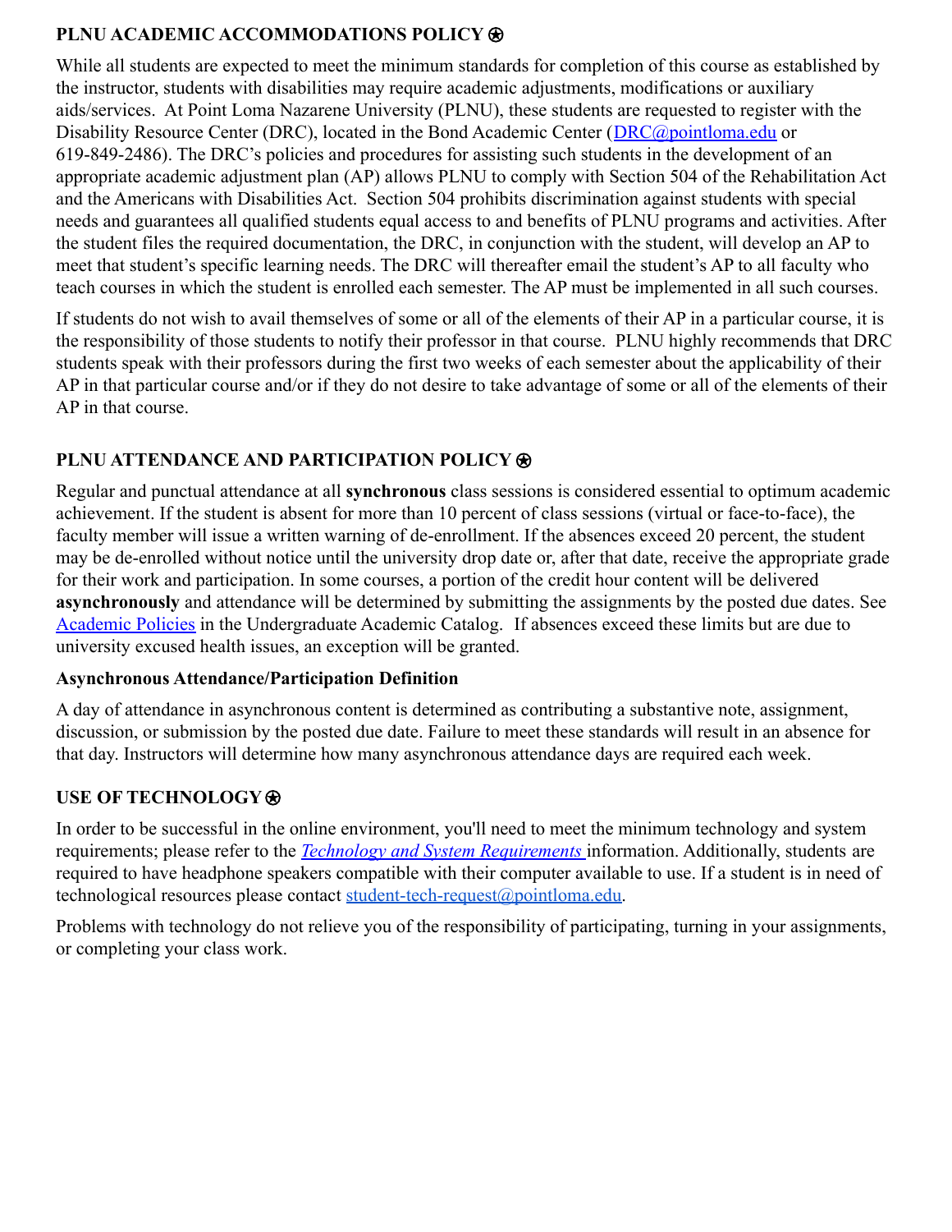## PLNU ACADEMIC ACCOMMODATIONS POLICY ⊛

While all students are expected to meet the minimum standards for completion of this course as established by the instructor, students with disabilities may require academic adjustments, modifications or auxiliary aids/services. At Point Loma Nazarene University (PLNU), these students are requested to register with the Disability Resource Center (DRC), located in the Bond Academic Center ([DRC@pointloma.edu](mailto:DRC@pointloma.edu) or 619-849-2486). The DRC's policies and procedures for assisting such students in the development of an appropriate academic adjustment plan (AP) allows PLNU to comply with Section 504 of the Rehabilitation Act and the Americans with Disabilities Act. Section 504 prohibits discrimination against students with special needs and guarantees all qualified students equal access to and benefits of PLNU programs and activities. After the student files the required documentation, the DRC, in conjunction with the student, will develop an AP to meet that student's specific learning needs. The DRC will thereafter email the student's AP to all faculty who teach courses in which the student is enrolled each semester. The AP must be implemented in all such courses.

If students do not wish to avail themselves of some or all of the elements of their AP in a particular course, it is the responsibility of those students to notify their professor in that course. PLNU highly recommends that DRC students speak with their professors during the first two weeks of each semester about the applicability of their AP in that particular course and/or if they do not desire to take advantage of some or all of the elements of their AP in that course.

## PLNU ATTENDANCE AND PARTICIPATION POLICY ⊛

Regular and punctual attendance at all **synchronous** class sessions is considered essential to optimum academic achievement. If the student is absent for more than 10 percent of class sessions (virtual or face-to-face), the faculty member will issue a written warning of de-enrollment. If the absences exceed 20 percent, the student may be de-enrolled without notice until the university drop date or, after that date, receive the appropriate grade for their work and participation. In some courses, a portion of the credit hour content will be delivered **asynchronously** and attendance will be determined by submitting the assignments by the posted due dates. See [Academic Policies](#) in the Undergraduate Academic Catalog. If absences exceed these limits but are due to university excused health issues, an exception will be granted.

### Asynchronous Attendance/Participation Definition

A day of attendance in asynchronous content is determined as contributing a substantive note, assignment, discussion, or submission by the posted due date. Failure to meet these standards will result in an absence for that day. Instructors will determine how many asynchronous attendance days are required each week.

## USE OF TECHNOLOGY ⊛

In order to be successful in the online environment, you'll need to meet the minimum technology and system requirements; please refer to the [*Technology and System Requirements*](#) information. Additionally, students are required to have headphone speakers compatible with their computer available to use. If a student is in need of technological resources please contact [student-tech-request@pointloma.edu](mailto:student-tech-request@pointloma.edu).

Problems with technology do not relieve you of the responsibility of participating, turning in your assignments, or completing your class work.